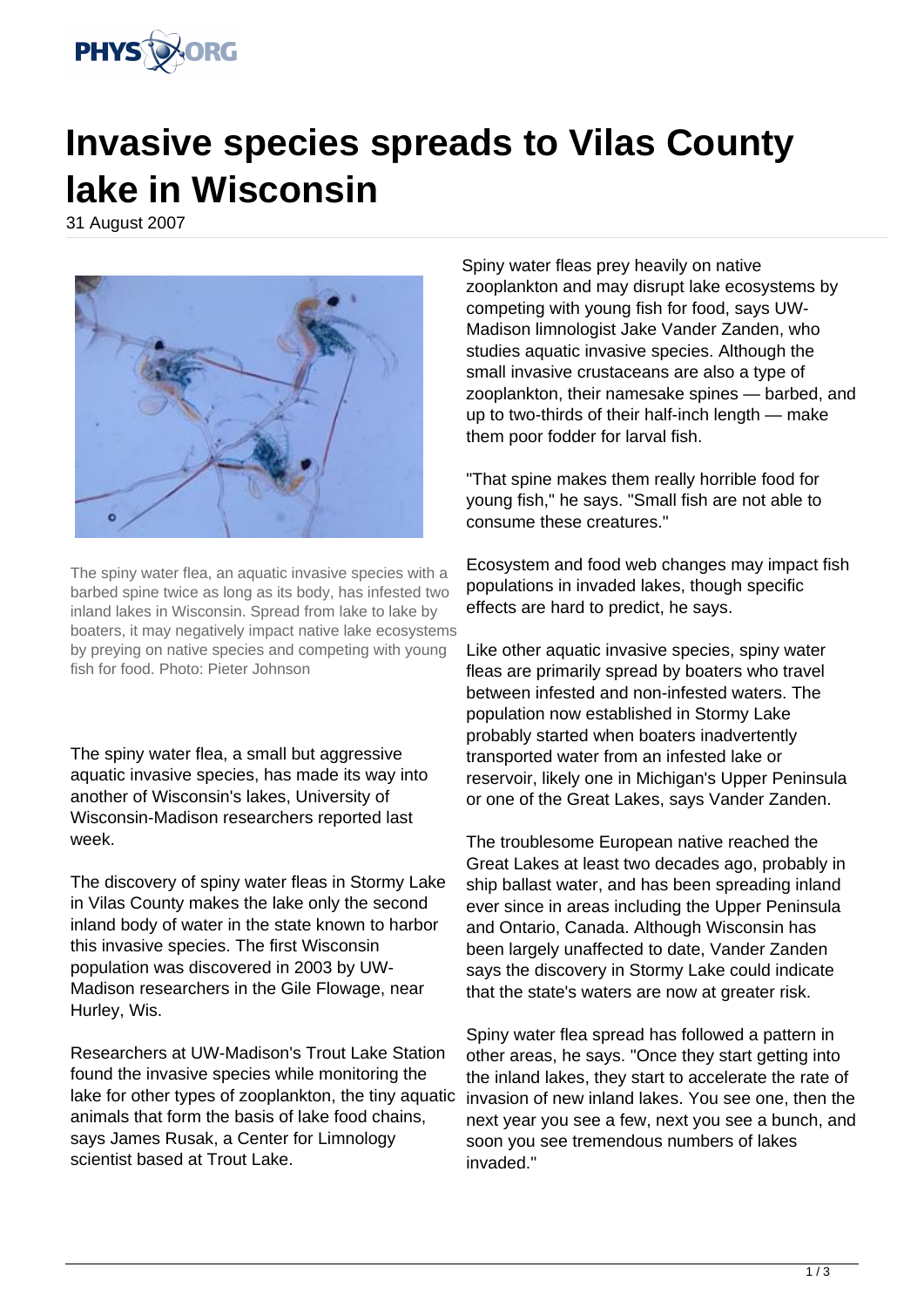# Invasive species spreads to Vilas County lake in Wisconsin

31 August 2007

The spiny water flea, an aquatic invasive species with a barbed spine twice as long as its body, has infested two inland lakes in Wisconsin. Spread from lake to lake by boaters, it may negatively impact native lake ecosystems by preying on native species and competing with young fish for food. Photo: Pieter Johnson

The spiny water flea, a small but aggressive aquatic invasive species, has made its way into another of Wisconsin's lakes, University of Wisconsin-Madison researchers reported last week.

The discovery of spiny water fleas in Stormy Lake in Vilas County makes the lake only the second inland body of water in the state known to harbor this invasive species. The first Wisconsin population was discovered in 2003 by UW-Madison researchers in the Gile Flowage, near Hurley, Wis.

Researchers at UW-Madison's Trout Lake Station found the invasive species while monitoring the lake for other types of zooplankton, the tiny aquatic animals that form the basis of lake food chains, says James Rusak, a Center for Limnology scientist based at Trout Lake.

Spiny water fleas prey heavily on native zooplankton and may disrupt lake ecosystems by competing with young fish for food, says UW-Madison limnologist Jake Vander Zanden, who studies aquatic invasive species. Although the small invasive crustaceans are also a type of zooplankton, their namesake spines — barbed, and up to two-thirds of their half-inch length — make them poor fodder for larval fish.

"That spine makes them really horrible food for young fish," he says. "Small fish are not able to consume these creatures."

Ecosystem and food web changes may impact fish populations in invaded lakes, though specific effects are hard to predict, he says.

Like other aquatic invasive species, spiny water fleas are primarily spread by boaters who travel between infested and non-infested waters. The population now established in Stormy Lake probably started when boaters inadvertently transported water from an infested lake or reservoir, likely one in Michigan's Upper Peninsula or one of the Great Lakes, says Vander Zanden.

The troublesome European native reached the Great Lakes at least two decades ago, probably in ship ballast water, and has been spreading inland ever since in areas including the Upper Peninsula and Ontario, Canada. Although Wisconsin has been largely unaffected to date, Vander Zanden says the discovery in Stormy Lake could indicate that the state's waters are now at greater risk.

Spiny water flea spread has followed a pattern in other areas, he says. "Once they start getting into the inland lakes, they start to accelerate the rate of invasion of new inland lakes. You see one, then the next year you see a few, next you see a bunch, and soon you see tremendous numbers of lakes invaded."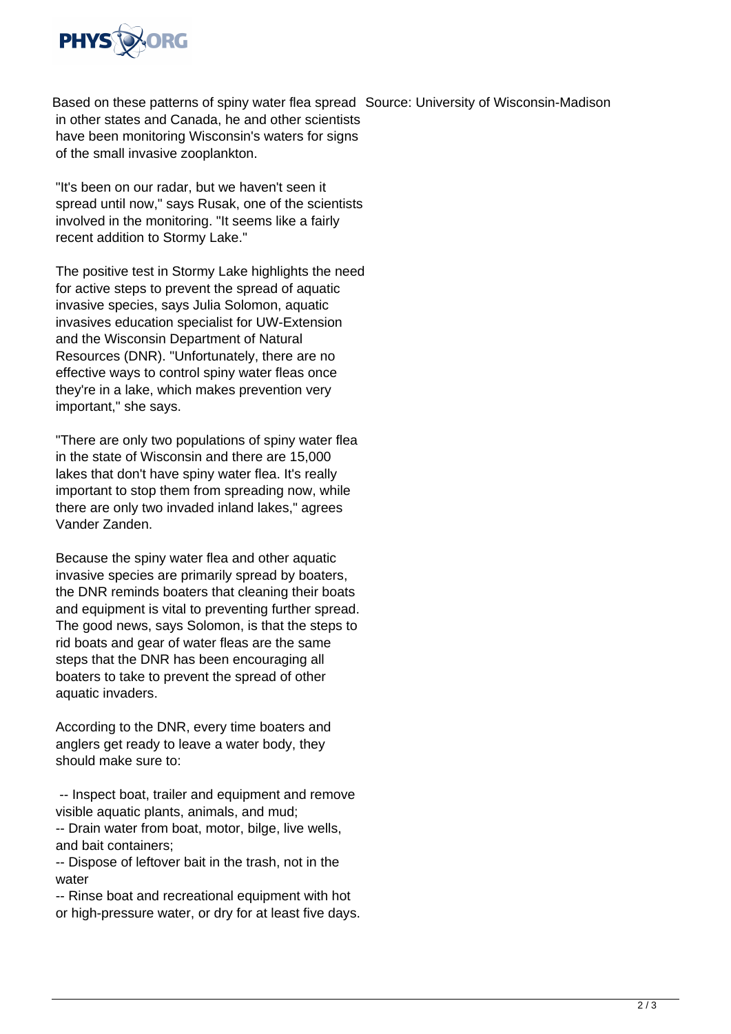Based on these patterns of spiny water flea spread in other states and Canada, he and other scientists have been monitoring Wisconsin's waters for signs of the small invasive zooplankton.

"It's been on our radar, but we haven't seen it spread until now," says Rusak, one of the scientists involved in the monitoring. "It seems like a fairly recent addition to Stormy Lake."

The positive test in Stormy Lake highlights the need for active steps to prevent the spread of aquatic invasive species, says Julia Solomon, aquatic invasives education specialist for UW-Extension and the Wisconsin Department of Natural Resources (DNR). "Unfortunately, there are no effective ways to control spiny water fleas once they're in a lake, which makes prevention very important," she says.

"There are only two populations of spiny water flea in the state of Wisconsin and there are 15,000 lakes that don't have spiny water flea. It's really important to stop them from spreading now, while there are only two invaded inland lakes," agrees Vander Zanden.

Because the spiny water flea and other aquatic invasive species are primarily spread by boaters, the DNR reminds boaters that cleaning their boats and equipment is vital to preventing further spread. The good news, says Solomon, is that the steps to rid boats and gear of water fleas are the same steps that the DNR has been encouraging all boaters to take to prevent the spread of other aquatic invaders.

According to the DNR, every time boaters and anglers get ready to leave a water body, they should make sure to:

-- Inspect boat, trailer and equipment and remove visible aquatic plants, animals, and mud;
-- Drain water from boat, motor, bilge, live wells, and bait containers;
-- Dispose of leftover bait in the trash, not in the water
-- Rinse boat and recreational equipment with hot or high-pressure water, or dry for at least five days.

Source: University of Wisconsin-Madison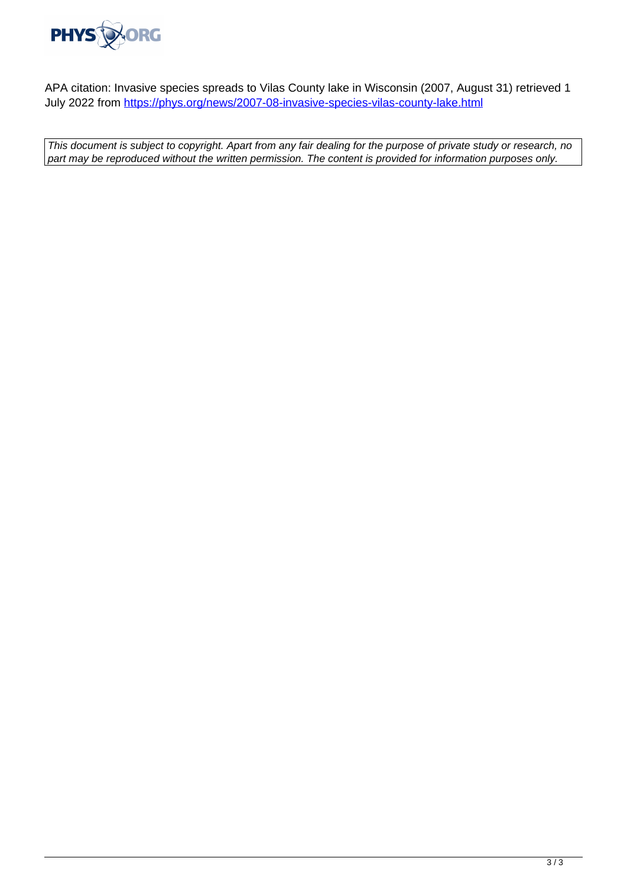APA citation: Invasive species spreads to Vilas County lake in Wisconsin (2007, August 31) retrieved 1 July 2022 from https://phys.org/news/2007-08-invasive-species-vilas-county-lake.html

*This document is subject to copyright. Apart from any fair dealing for the purpose of private study or research, no part may be reproduced without the written permission. The content is provided for information purposes only.*